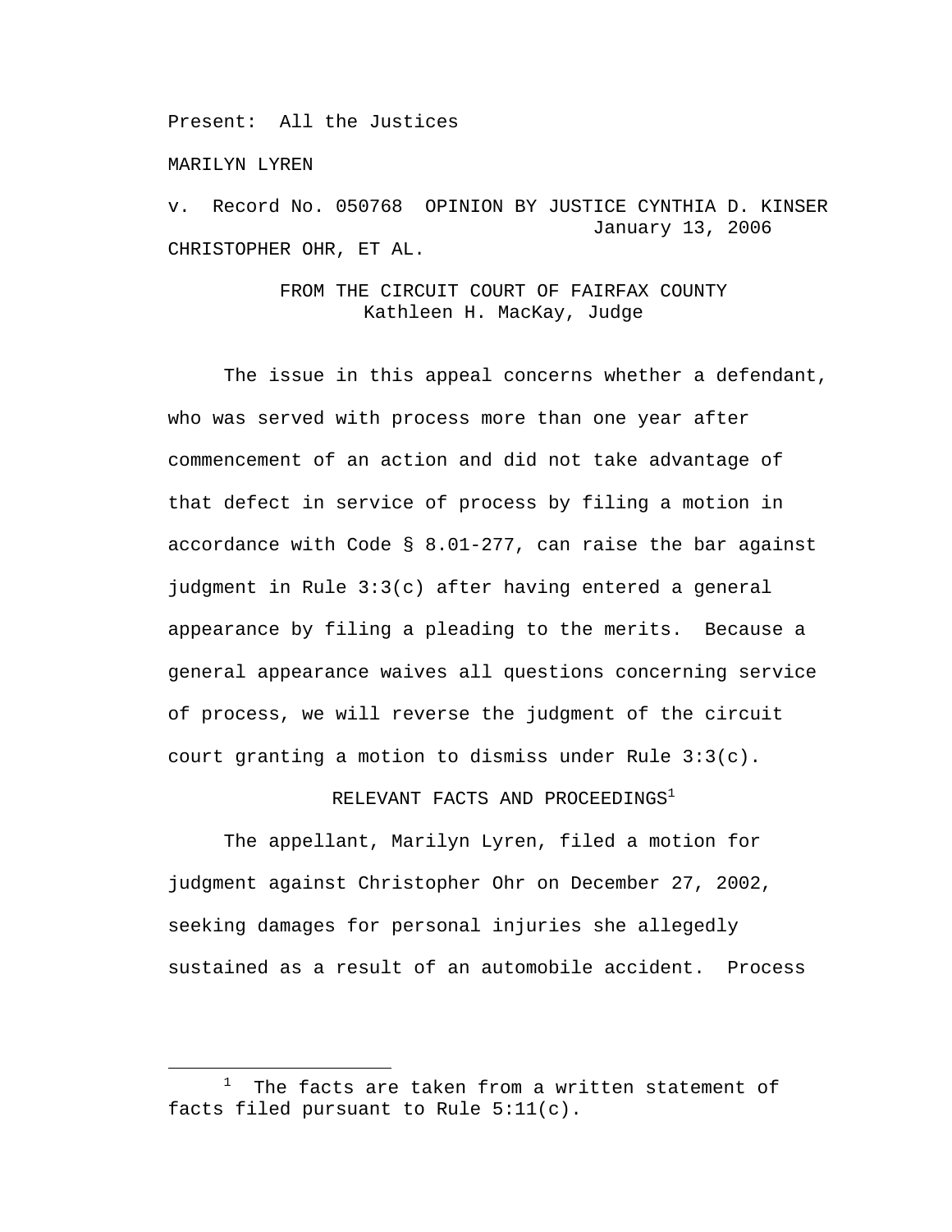Present: All the Justices

MARILYN LYREN

v. Record No. 050768 OPINION BY JUSTICE CYNTHIA D. KINSER
January 13, 2006

CHRISTOPHER OHR, ET AL.

FROM THE CIRCUIT COURT OF FAIRFAX COUNTY
Kathleen H. MacKay, Judge

The issue in this appeal concerns whether a defendant, who was served with process more than one year after commencement of an action and did not take advantage of that defect in service of process by filing a motion in accordance with Code § 8.01-277, can raise the bar against judgment in Rule 3:3(c) after having entered a general appearance by filing a pleading to the merits. Because a general appearance waives all questions concerning service of process, we will reverse the judgment of the circuit court granting a motion to dismiss under Rule 3:3(c).

## RELEVANT FACTS AND PROCEEDINGS[1]

The appellant, Marilyn Lyren, filed a motion for judgment against Christopher Ohr on December 27, 2002, seeking damages for personal injuries she allegedly sustained as a result of an automobile accident. Process

---

[1] The facts are taken from a written statement of facts filed pursuant to Rule 5:11(c).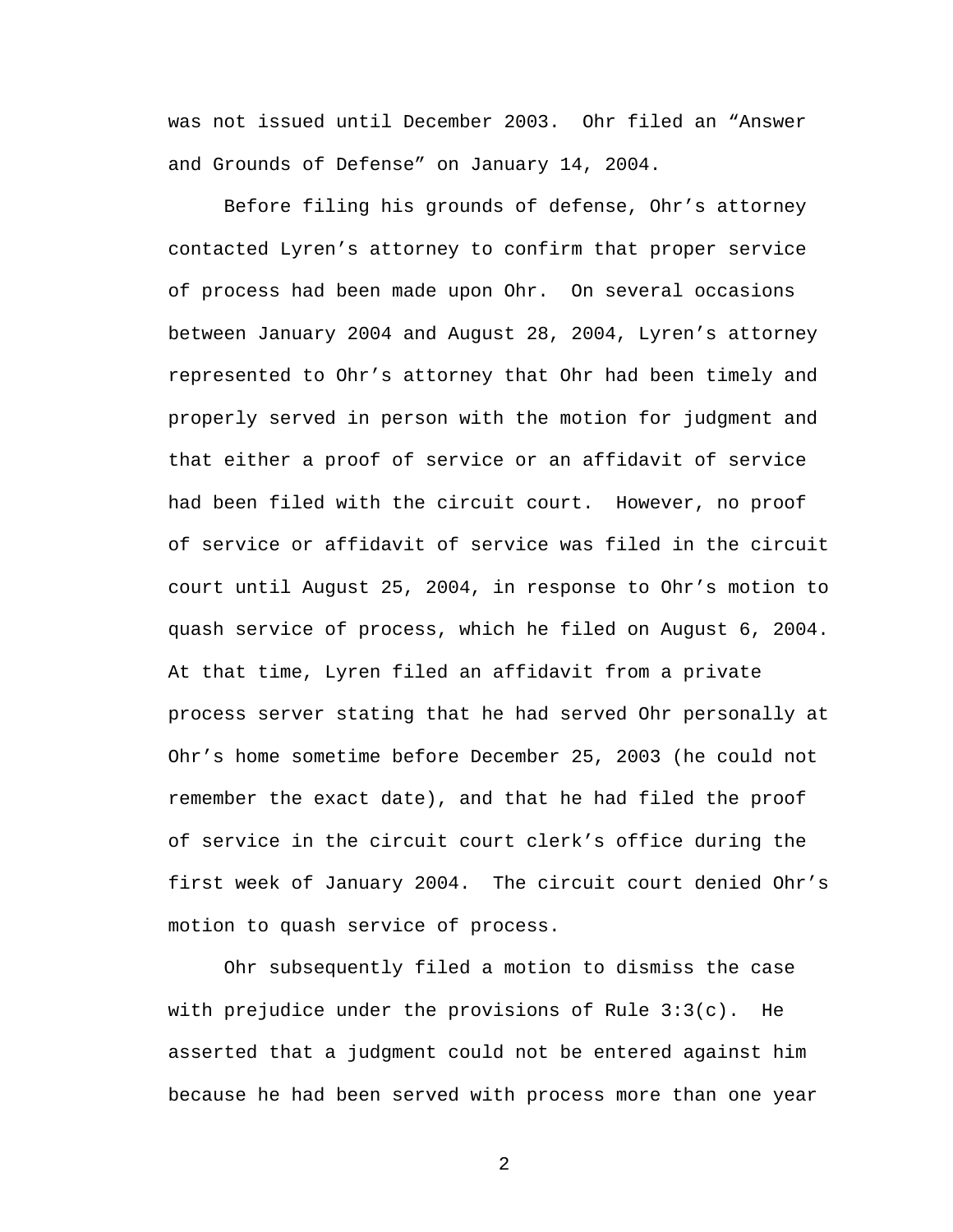was not issued until December 2003. Ohr filed an "Answer and Grounds of Defense" on January 14, 2004.

Before filing his grounds of defense, Ohr's attorney contacted Lyren's attorney to confirm that proper service of process had been made upon Ohr. On several occasions between January 2004 and August 28, 2004, Lyren's attorney represented to Ohr's attorney that Ohr had been timely and properly served in person with the motion for judgment and that either a proof of service or an affidavit of service had been filed with the circuit court. However, no proof of service or affidavit of service was filed in the circuit court until August 25, 2004, in response to Ohr's motion to quash service of process, which he filed on August 6, 2004. At that time, Lyren filed an affidavit from a private process server stating that he had served Ohr personally at Ohr's home sometime before December 25, 2003 (he could not remember the exact date), and that he had filed the proof of service in the circuit court clerk's office during the first week of January 2004. The circuit court denied Ohr's motion to quash service of process.

Ohr subsequently filed a motion to dismiss the case with prejudice under the provisions of Rule 3:3(c). He asserted that a judgment could not be entered against him because he had been served with process more than one year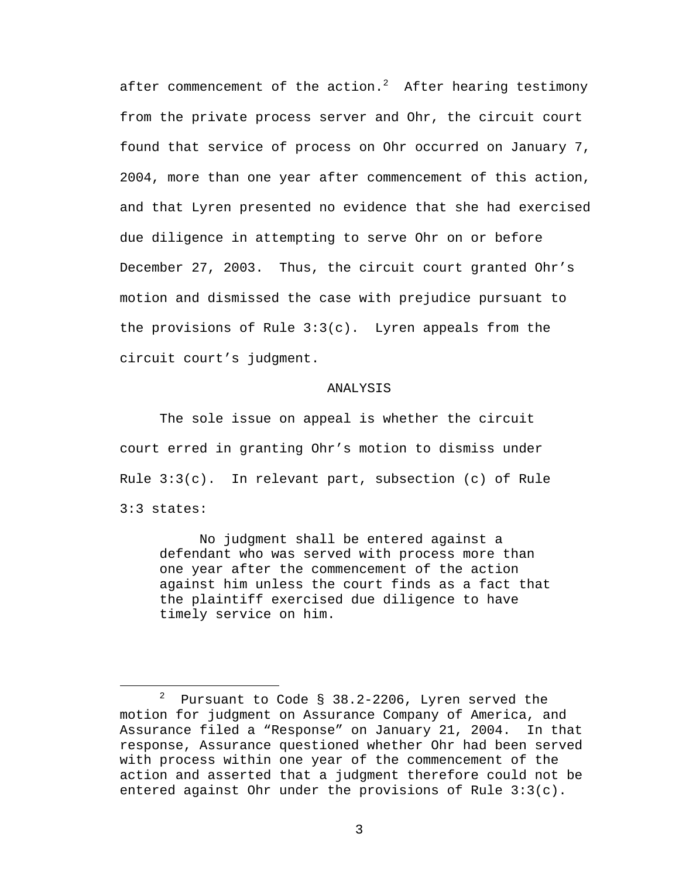after commencement of the action.[2] After hearing testimony from the private process server and Ohr, the circuit court found that service of process on Ohr occurred on January 7, 2004, more than one year after commencement of this action, and that Lyren presented no evidence that she had exercised due diligence in attempting to serve Ohr on or before December 27, 2003. Thus, the circuit court granted Ohr's motion and dismissed the case with prejudice pursuant to the provisions of Rule 3:3(c). Lyren appeals from the circuit court's judgment.

## ANALYSIS

The sole issue on appeal is whether the circuit court erred in granting Ohr's motion to dismiss under Rule 3:3(c). In relevant part, subsection (c) of Rule 3:3 states:

> No judgment shall be entered against a defendant who was served with process more than one year after the commencement of the action against him unless the court finds as a fact that the plaintiff exercised due diligence to have timely service on him.

---

[2] Pursuant to Code § 38.2-2206, Lyren served the motion for judgment on Assurance Company of America, and Assurance filed a "Response" on January 21, 2004. In that response, Assurance questioned whether Ohr had been served with process within one year of the commencement of the action and asserted that a judgment therefore could not be entered against Ohr under the provisions of Rule 3:3(c).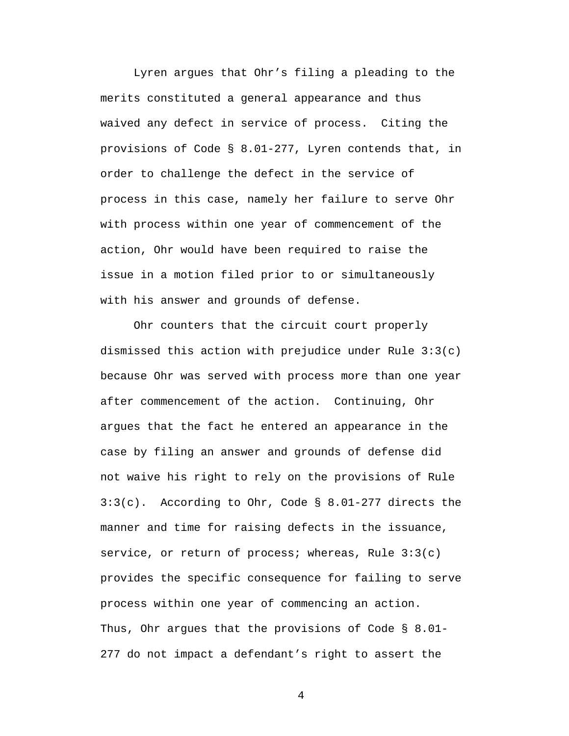Lyren argues that Ohr's filing a pleading to the merits constituted a general appearance and thus waived any defect in service of process. Citing the provisions of Code § 8.01-277, Lyren contends that, in order to challenge the defect in the service of process in this case, namely her failure to serve Ohr with process within one year of commencement of the action, Ohr would have been required to raise the issue in a motion filed prior to or simultaneously with his answer and grounds of defense.

Ohr counters that the circuit court properly dismissed this action with prejudice under Rule 3:3(c) because Ohr was served with process more than one year after commencement of the action. Continuing, Ohr argues that the fact he entered an appearance in the case by filing an answer and grounds of defense did not waive his right to rely on the provisions of Rule 3:3(c). According to Ohr, Code § 8.01-277 directs the manner and time for raising defects in the issuance, service, or return of process; whereas, Rule 3:3(c) provides the specific consequence for failing to serve process within one year of commencing an action. Thus, Ohr argues that the provisions of Code § 8.01-277 do not impact a defendant's right to assert the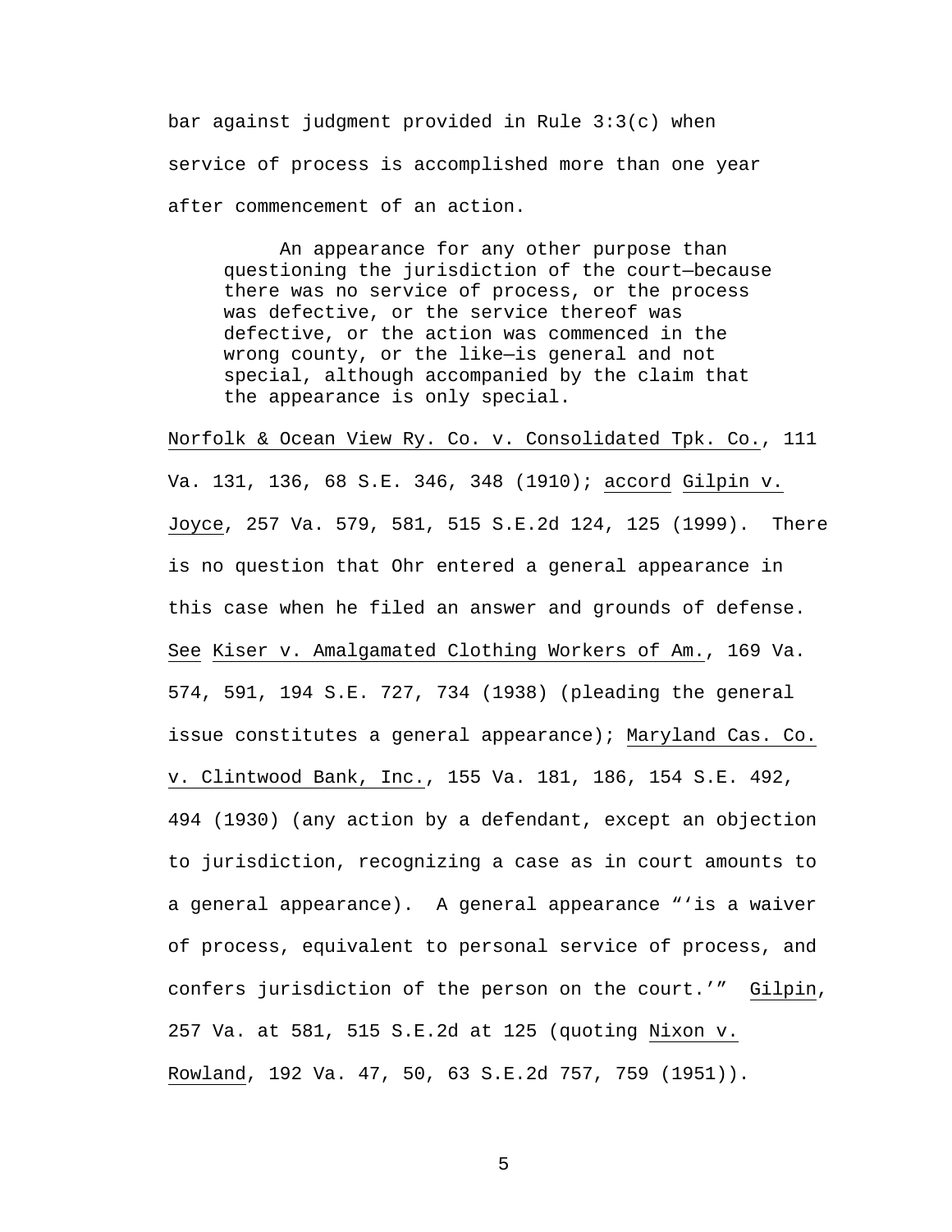bar against judgment provided in Rule 3:3(c) when service of process is accomplished more than one year after commencement of an action.

> An appearance for any other purpose than questioning the jurisdiction of the court—because there was no service of process, or the process was defective, or the service thereof was defective, or the action was commenced in the wrong county, or the like—is general and not special, although accompanied by the claim that the appearance is only special.

Norfolk & Ocean View Ry. Co. v. Consolidated Tpk. Co., 111 Va. 131, 136, 68 S.E. 346, 348 (1910); accord Gilpin v. Joyce, 257 Va. 579, 581, 515 S.E.2d 124, 125 (1999). There is no question that Ohr entered a general appearance in this case when he filed an answer and grounds of defense. See Kiser v. Amalgamated Clothing Workers of Am., 169 Va. 574, 591, 194 S.E. 727, 734 (1938) (pleading the general issue constitutes a general appearance); Maryland Cas. Co. v. Clintwood Bank, Inc., 155 Va. 181, 186, 154 S.E. 492, 494 (1930) (any action by a defendant, except an objection to jurisdiction, recognizing a case as in court amounts to a general appearance). A general appearance "'is a waiver of process, equivalent to personal service of process, and confers jurisdiction of the person on the court.'" Gilpin, 257 Va. at 581, 515 S.E.2d at 125 (quoting Nixon v. Rowland, 192 Va. 47, 50, 63 S.E.2d 757, 759 (1951)).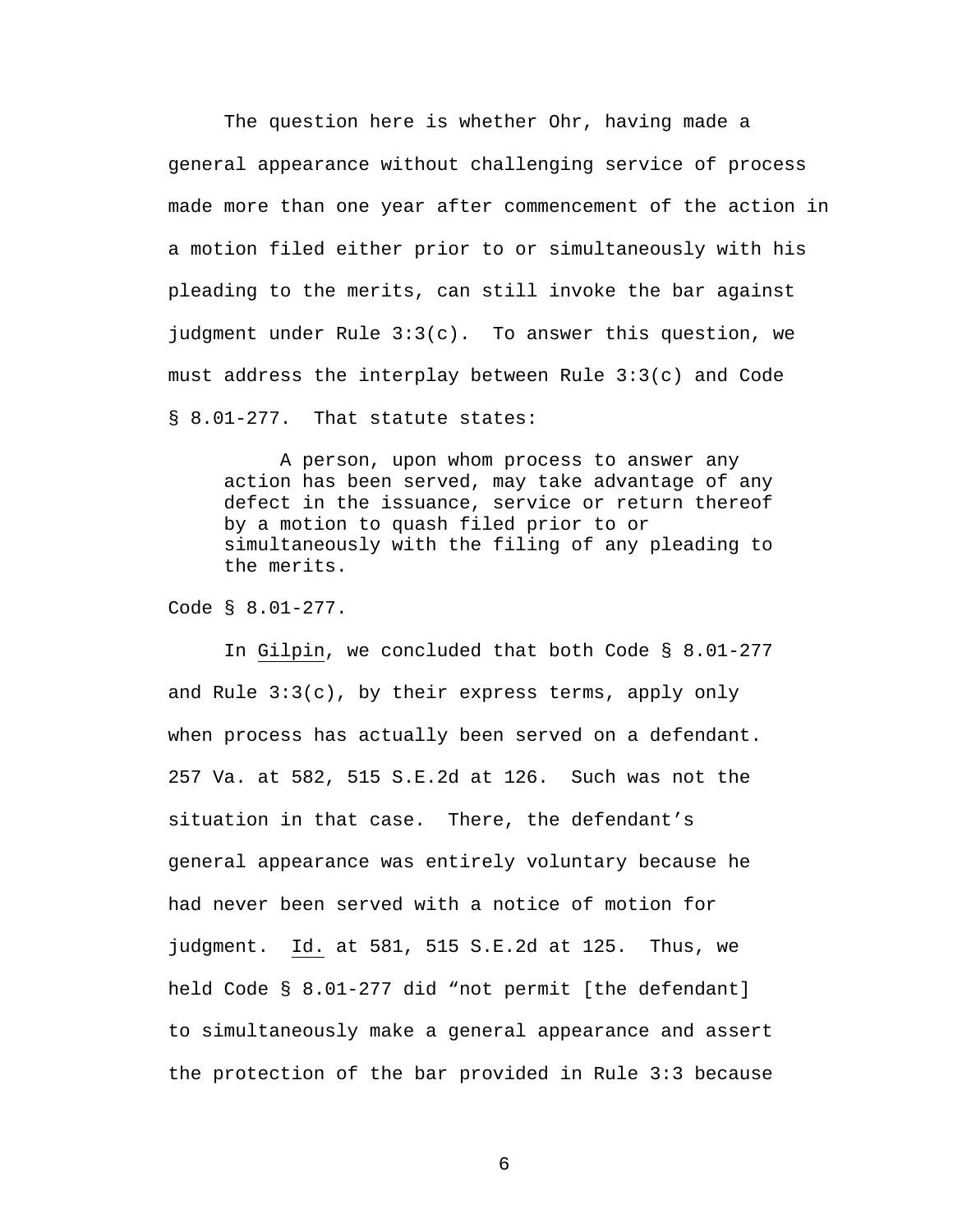The question here is whether Ohr, having made a general appearance without challenging service of process made more than one year after commencement of the action in a motion filed either prior to or simultaneously with his pleading to the merits, can still invoke the bar against judgment under Rule 3:3(c). To answer this question, we must address the interplay between Rule 3:3(c) and Code § 8.01-277. That statute states:

> A person, upon whom process to answer any action has been served, may take advantage of any defect in the issuance, service or return thereof by a motion to quash filed prior to or simultaneously with the filing of any pleading to the merits.

Code § 8.01-277.

In Gilpin, we concluded that both Code § 8.01-277 and Rule 3:3(c), by their express terms, apply only when process has actually been served on a defendant. 257 Va. at 582, 515 S.E.2d at 126. Such was not the situation in that case. There, the defendant's general appearance was entirely voluntary because he had never been served with a notice of motion for judgment. Id. at 581, 515 S.E.2d at 125. Thus, we held Code § 8.01-277 did "not permit [the defendant] to simultaneously make a general appearance and assert the protection of the bar provided in Rule 3:3 because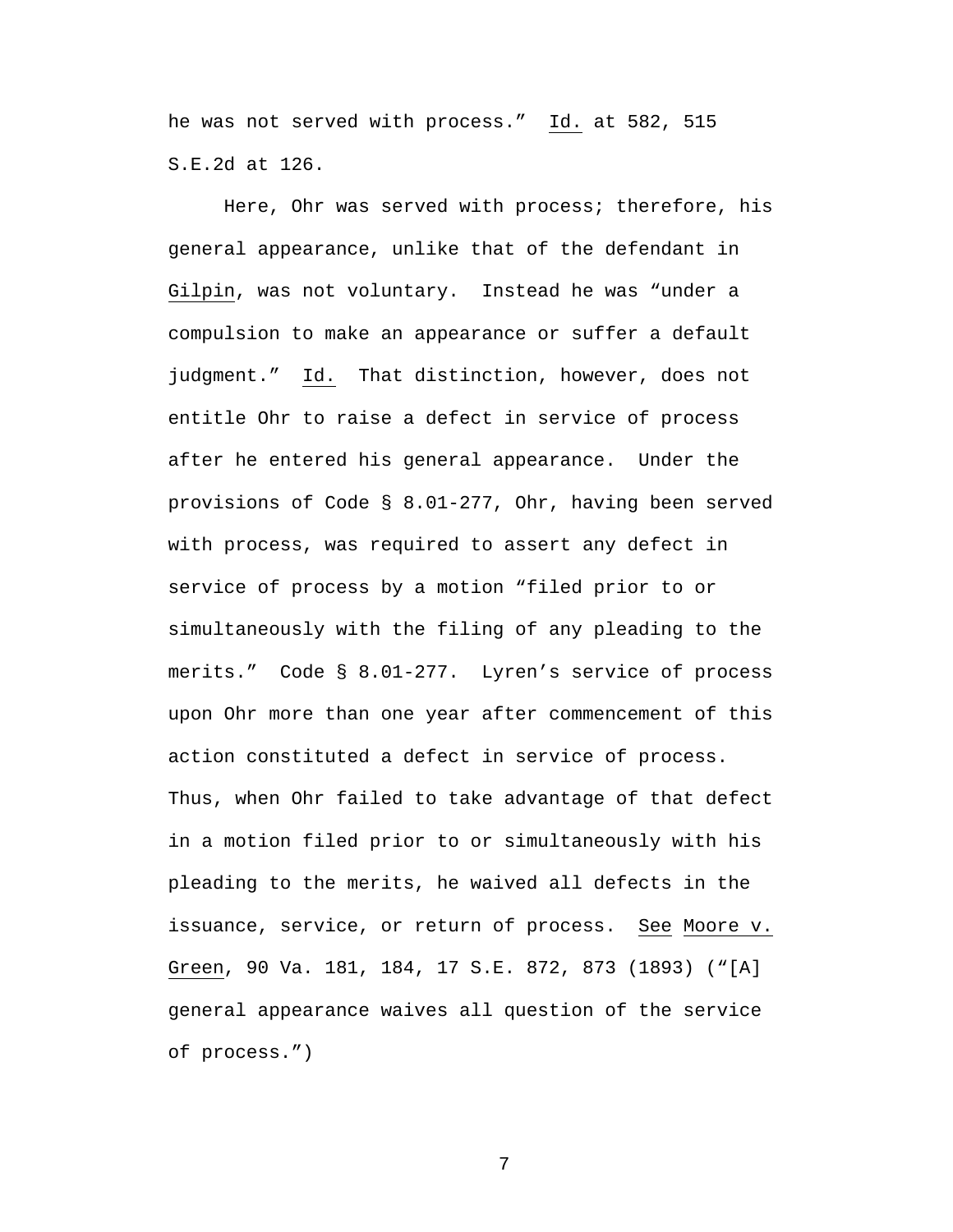he was not served with process." Id. at 582, 515 S.E.2d at 126.

Here, Ohr was served with process; therefore, his general appearance, unlike that of the defendant in Gilpin, was not voluntary. Instead he was "under a compulsion to make an appearance or suffer a default judgment." Id. That distinction, however, does not entitle Ohr to raise a defect in service of process after he entered his general appearance. Under the provisions of Code § 8.01-277, Ohr, having been served with process, was required to assert any defect in service of process by a motion "filed prior to or simultaneously with the filing of any pleading to the merits." Code § 8.01-277. Lyren's service of process upon Ohr more than one year after commencement of this action constituted a defect in service of process. Thus, when Ohr failed to take advantage of that defect in a motion filed prior to or simultaneously with his pleading to the merits, he waived all defects in the issuance, service, or return of process. See Moore v. Green, 90 Va. 181, 184, 17 S.E. 872, 873 (1893) ("[A] general appearance waives all question of the service of process.")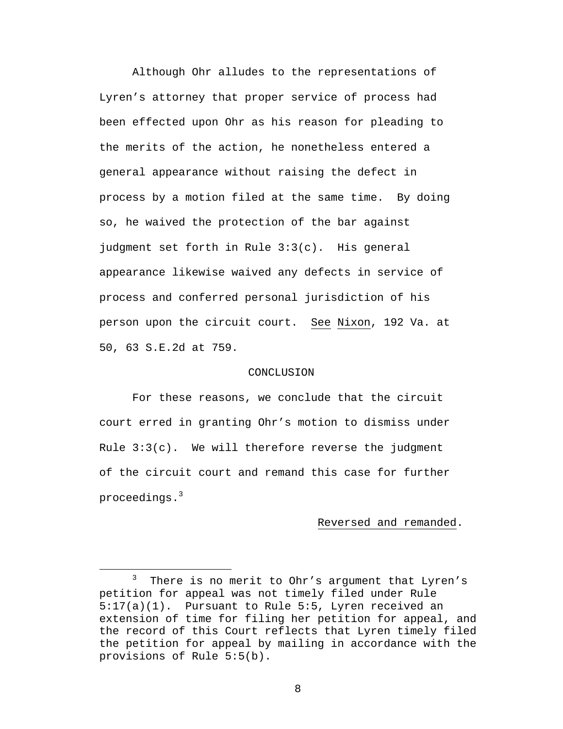Although Ohr alludes to the representations of Lyren's attorney that proper service of process had been effected upon Ohr as his reason for pleading to the merits of the action, he nonetheless entered a general appearance without raising the defect in process by a motion filed at the same time. By doing so, he waived the protection of the bar against judgment set forth in Rule 3:3(c). His general appearance likewise waived any defects in service of process and conferred personal jurisdiction of his person upon the circuit court. See Nixon, 192 Va. at 50, 63 S.E.2d at 759.

CONCLUSION

For these reasons, we conclude that the circuit court erred in granting Ohr's motion to dismiss under Rule 3:3(c). We will therefore reverse the judgment of the circuit court and remand this case for further proceedings.[3]

Reversed and remanded.

[3] There is no merit to Ohr's argument that Lyren's petition for appeal was not timely filed under Rule 5:17(a)(1). Pursuant to Rule 5:5, Lyren received an extension of time for filing her petition for appeal, and the record of this Court reflects that Lyren timely filed the petition for appeal by mailing in accordance with the provisions of Rule 5:5(b).